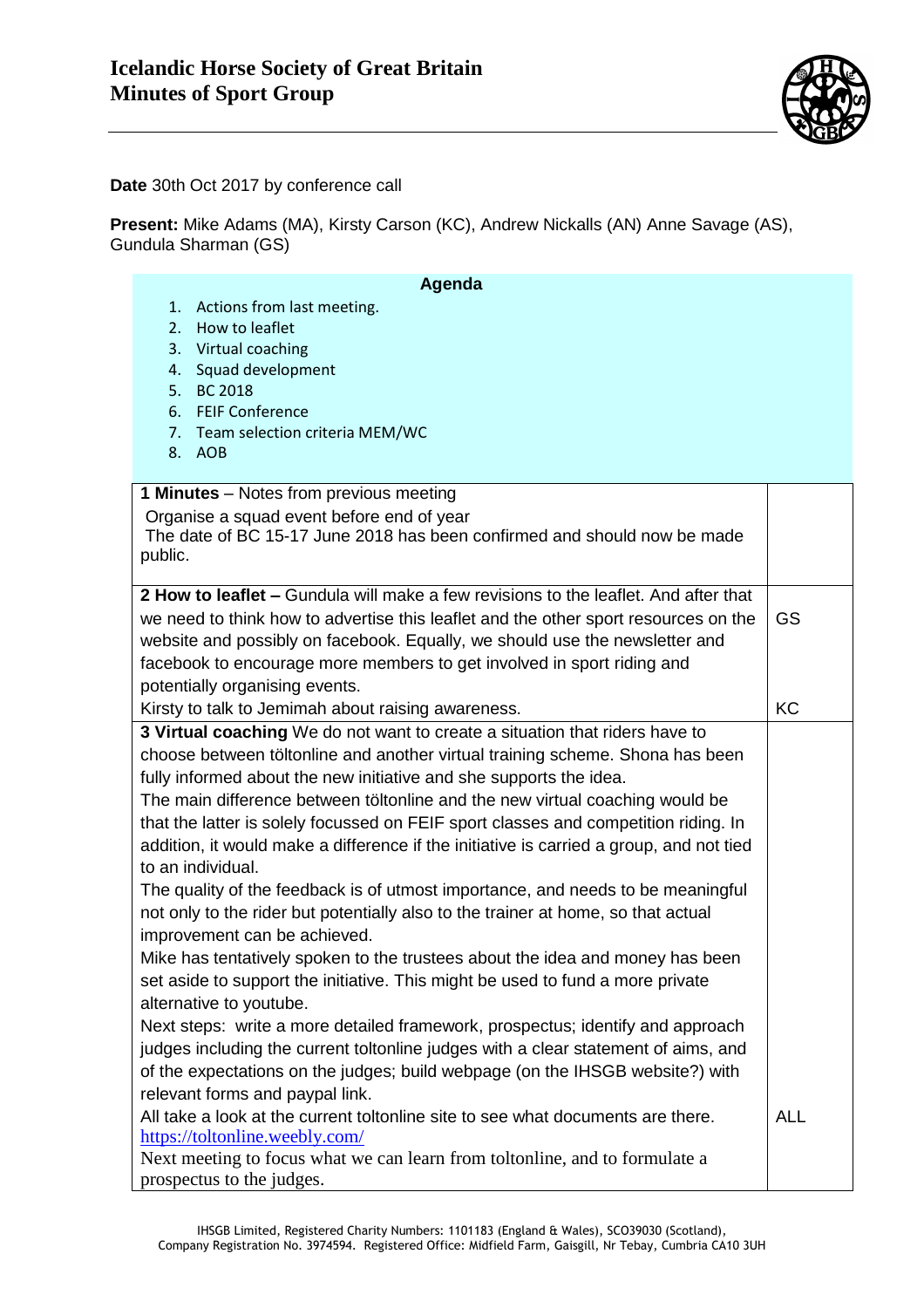# Icelandic Horse Society of Great Britain
# Minutes of Sport Group

**Date** 30th Oct 2017 by conference call

**Present:** Mike Adams (MA), Kirsty Carson (KC), Andrew Nickalls (AN) Anne Savage (AS), Gundula Sharman (GS)

**Agenda**

1. Actions from last meeting.
2. How to leaflet
3. Virtual coaching
4. Squad development
5. BC 2018
6. FEIF Conference
7. Team selection criteria MEM/WC
8. AOB

| | |
|---|---|
| **1 Minutes** – Notes from previous meeting<br>Organise a squad event before end of year<br>The date of BC 15-17 June 2018 has been confirmed and should now be made public. | |
| **2 How to leaflet –** Gundula will make a few revisions to the leaflet. And after that we need to think how to advertise this leaflet and the other sport resources on the website and possibly on facebook. Equally, we should use the newsletter and facebook to encourage more members to get involved in sport riding and potentially organising events. | GS |
| Kirsty to talk to Jemimah about raising awareness. | KC |
| **3 Virtual coaching** We do not want to create a situation that riders have to choose between töltonline and another virtual training scheme. Shona has been fully informed about the new initiative and she supports the idea.<br>The main difference between töltonline and the new virtual coaching would be that the latter is solely focussed on FEIF sport classes and competition riding. In addition, it would make a difference if the initiative is carried a group, and not tied to an individual.<br>The quality of the feedback is of utmost importance, and needs to be meaningful not only to the rider but potentially also to the trainer at home, so that actual improvement can be achieved.<br>Mike has tentatively spoken to the trustees about the idea and money has been set aside to support the initiative. This might be used to fund a more private alternative to youtube.<br>Next steps: write a more detailed framework, prospectus; identify and approach judges including the current toltonline judges with a clear statement of aims, and of the expectations on the judges; build webpage (on the IHSGB website?) with relevant forms and paypal link. | |
| All take a look at the current toltonline site to see what documents are there. https://toltonline.weebly.com/<br>Next meeting to focus what we can learn from toltonline, and to formulate a prospectus to the judges. | ALL |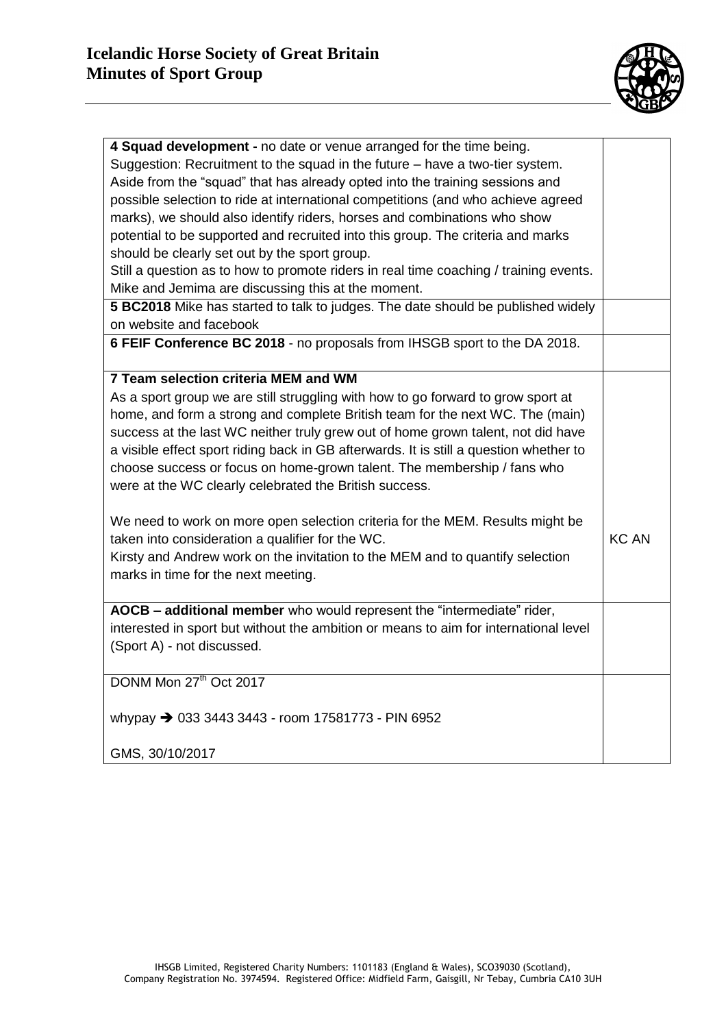# Icelandic Horse Society of Great Britain
# Minutes of Sport Group

| | |
|---|---|
| **4 Squad development -** no date or venue arranged for the time being.<br>Suggestion: Recruitment to the squad in the future – have a two-tier system. Aside from the “squad” that has already opted into the training sessions and possible selection to ride at international competitions (and who achieve agreed marks), we should also identify riders, horses and combinations who show potential to be supported and recruited into this group. The criteria and marks should be clearly set out by the sport group.<br>Still a question as to how to promote riders in real time coaching / training events. Mike and Jemima are discussing this at the moment. | |
| **5 BC2018** Mike has started to talk to judges. The date should be published widely on website and facebook | |
| **6 FEIF Conference BC 2018** - no proposals from IHSGB sport to the DA 2018. | |
| **7 Team selection criteria MEM and WM**<br>As a sport group we are still struggling with how to go forward to grow sport at home, and form a strong and complete British team for the next WC. The (main) success at the last WC neither truly grew out of home grown talent, not did have a visible effect sport riding back in GB afterwards. It is still a question whether to choose success or focus on home-grown talent. The membership / fans who were at the WC clearly celebrated the British success.<br><br>We need to work on more open selection criteria for the MEM. Results might be taken into consideration a qualifier for the WC.<br>Kirsty and Andrew work on the invitation to the MEM and to quantify selection marks in time for the next meeting. | KC AN |
| **AOCB – additional member** who would represent the “intermediate” rider, interested in sport but without the ambition or means to aim for international level (Sport A) - not discussed. | |
| DONM Mon 27th Oct 2017<br><br>whypay → 033 3443 3443 - room 17581773 - PIN 6952<br><br>GMS, 30/10/2017 | |

IHSGB Limited, Registered Charity Numbers: 1101183 (England & Wales), SCO39030 (Scotland), Company Registration No. 3974594. Registered Office: Midfield Farm, Gaisgill, Nr Tebay, Cumbria CA10 3UH